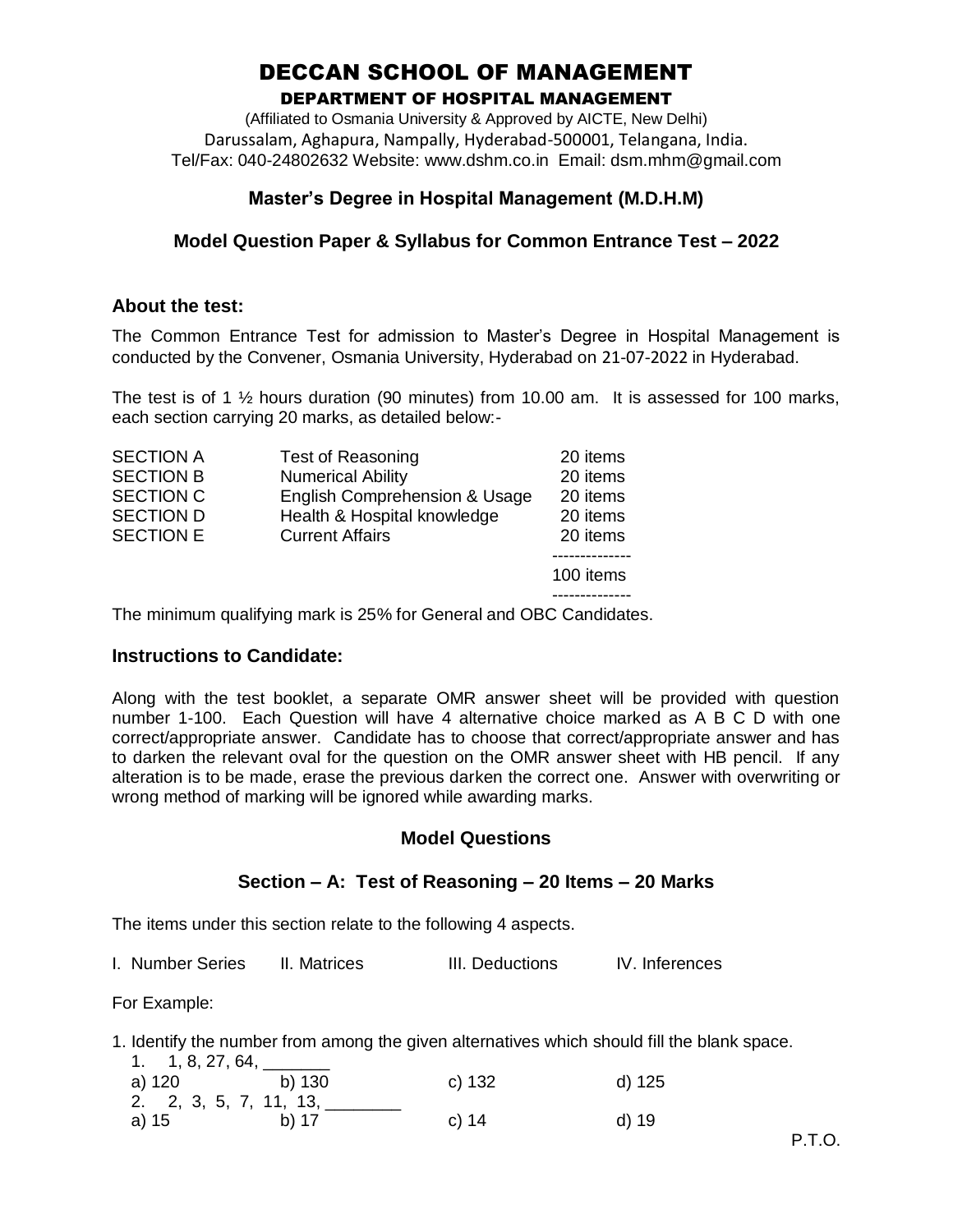# DECCAN SCHOOL OF MANAGEMENT

## DEPARTMENT OF HOSPITAL MANAGEMENT

(Affiliated to Osmania University & Approved by AICTE, New Delhi)
Darussalam, Aghapura, Nampally, Hyderabad-500001, Telangana, India.
Tel/Fax: 040-24802632 Website: www.dshm.co.in Email: dsm.mhm@gmail.com

### Master's Degree in Hospital Management (M.D.H.M)

### Model Question Paper & Syllabus for Common Entrance Test – 2022

### About the test:

The Common Entrance Test for admission to Master's Degree in Hospital Management is conducted by the Convener, Osmania University, Hyderabad on 21-07-2022 in Hyderabad.

The test is of 1 ½ hours duration (90 minutes) from 10.00 am. It is assessed for 100 marks, each section carrying 20 marks, as detailed below:-

| | | |
|---|---|---|
| SECTION A | Test of Reasoning | 20 items |
| SECTION B | Numerical Ability | 20 items |
| SECTION C | English Comprehension & Usage | 20 items |
| SECTION D | Health & Hospital knowledge | 20 items |
| SECTION E | Current Affairs | 20 items |
| | | 100 items |

The minimum qualifying mark is 25% for General and OBC Candidates.

### Instructions to Candidate:

Along with the test booklet, a separate OMR answer sheet will be provided with question number 1-100. Each Question will have 4 alternative choice marked as A B C D with one correct/appropriate answer. Candidate has to choose that correct/appropriate answer and has to darken the relevant oval for the question on the OMR answer sheet with HB pencil. If any alteration is to be made, erase the previous darken the correct one. Answer with overwriting or wrong method of marking will be ignored while awarding marks.

### Model Questions

### Section – A: Test of Reasoning – 20 Items – 20 Marks

The items under this section relate to the following 4 aspects.

I. Number Series II. Matrices III. Deductions IV. Inferences

For Example:

1. Identify the number from among the given alternatives which should fill the blank space.

1. 1, 8, 27, 64, _______
   a) 120 b) 130 c) 132 d) 125
2. 2, 3, 5, 7, 11, 13, ________
   a) 15 b) 17 c) 14 d) 19

P.T.O.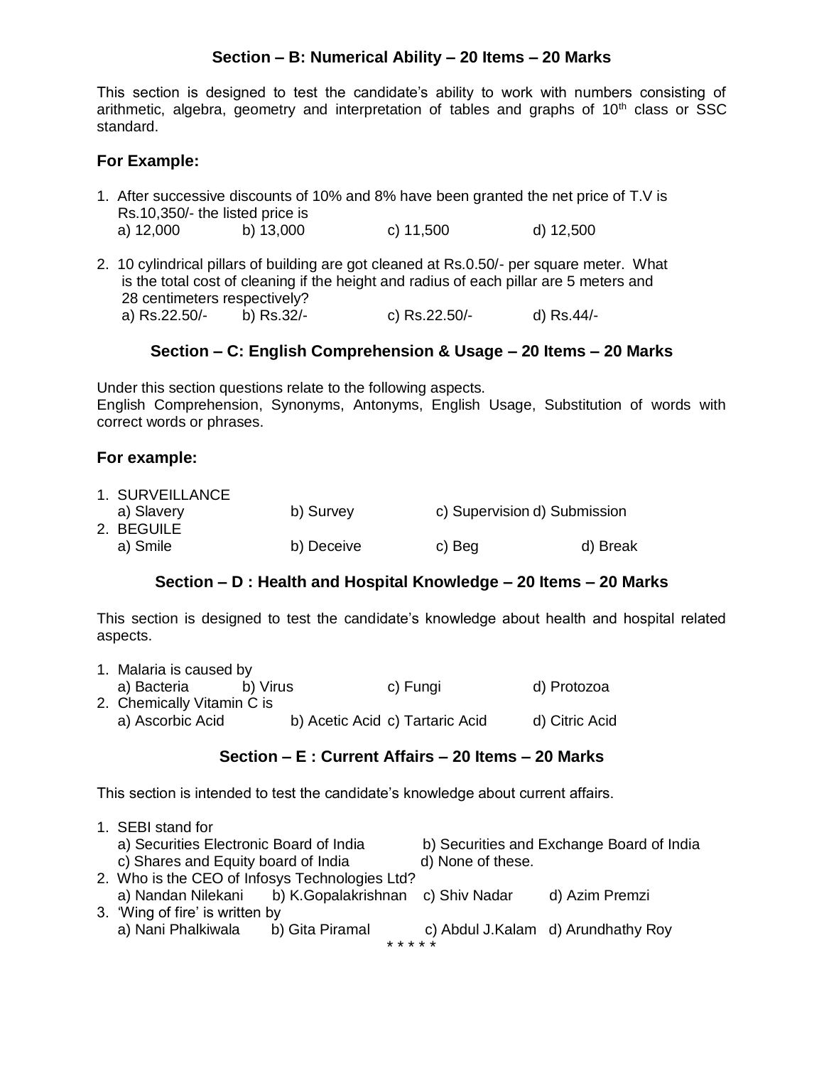## Section – B: Numerical Ability – 20 Items – 20 Marks

This section is designed to test the candidate's ability to work with numbers consisting of arithmetic, algebra, geometry and interpretation of tables and graphs of 10th class or SSC standard.

### For Example:

1. After successive discounts of 10% and 8% have been granted the net price of T.V is Rs.10,350/- the listed price is
   a) 12,000   b) 13,000   c) 11,500   d) 12,500

2. 10 cylindrical pillars of building are got cleaned at Rs.0.50/- per square meter. What is the total cost of cleaning if the height and radius of each pillar are 5 meters and 28 centimeters respectively?
   a) Rs.22.50/-   b) Rs.32/-   c) Rs.22.50/-   d) Rs.44/-

## Section – C: English Comprehension & Usage – 20 Items – 20 Marks

Under this section questions relate to the following aspects.
English Comprehension, Synonyms, Antonyms, English Usage, Substitution of words with correct words or phrases.

### For example:

1. SURVEILLANCE
   a) Slavery   b) Survey   c) Supervision d) Submission
2. BEGUILE
   a) Smile   b) Deceive   c) Beg   d) Break

## Section – D : Health and Hospital Knowledge – 20 Items – 20 Marks

This section is designed to test the candidate's knowledge about health and hospital related aspects.

1. Malaria is caused by
   a) Bacteria   b) Virus   c) Fungi   d) Protozoa
2. Chemically Vitamin C is
   a) Ascorbic Acid   b) Acetic Acid c) Tartaric Acid   d) Citric Acid

## Section – E : Current Affairs – 20 Items – 20 Marks

This section is intended to test the candidate's knowledge about current affairs.

1. SEBI stand for
   a) Securities Electronic Board of India   b) Securities and Exchange Board of India
   c) Shares and Equity board of India   d) None of these.
2. Who is the CEO of Infosys Technologies Ltd?
   a) Nandan Nilekani   b) K.Gopalakrishnan   c) Shiv Nadar   d) Azim Premzi
3. 'Wing of fire' is written by
   a) Nani Phalkiwala   b) Gita Piramal   c) Abdul J.Kalam   d) Arundhathy Roy

* * * * *